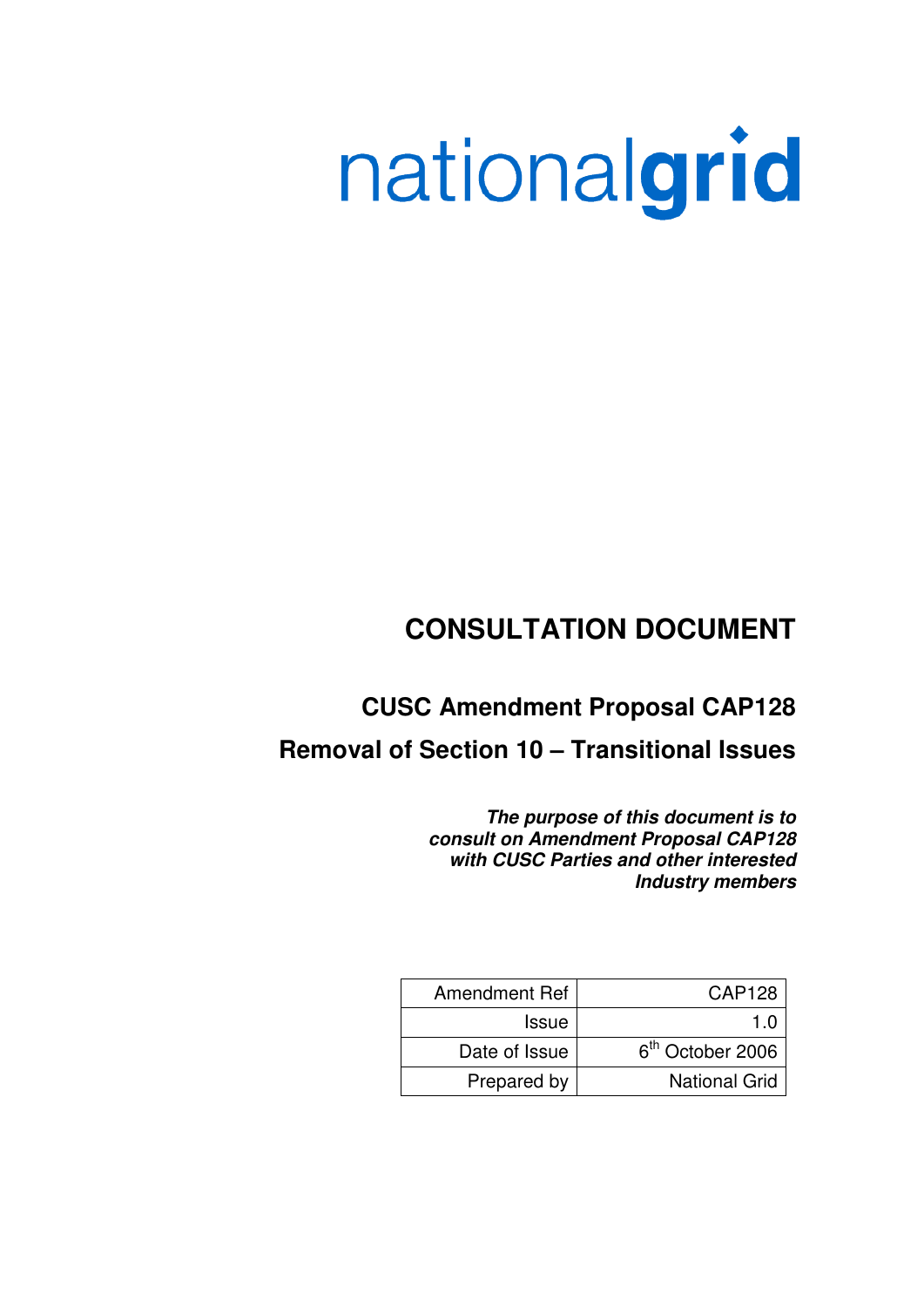nationalgrid

# CONSULTATION DOCUMENT

## CUSC Amendment Proposal CAP128

## Removal of Section 10 – Transitional Issues

***The purpose of this document is to consult on Amendment Proposal CAP128 with CUSC Parties and other interested Industry members***

| Amendment Ref | CAP128 |
|---|---|
| Issue | 1.0 |
| Date of Issue | 6th October 2006 |
| Prepared by | National Grid |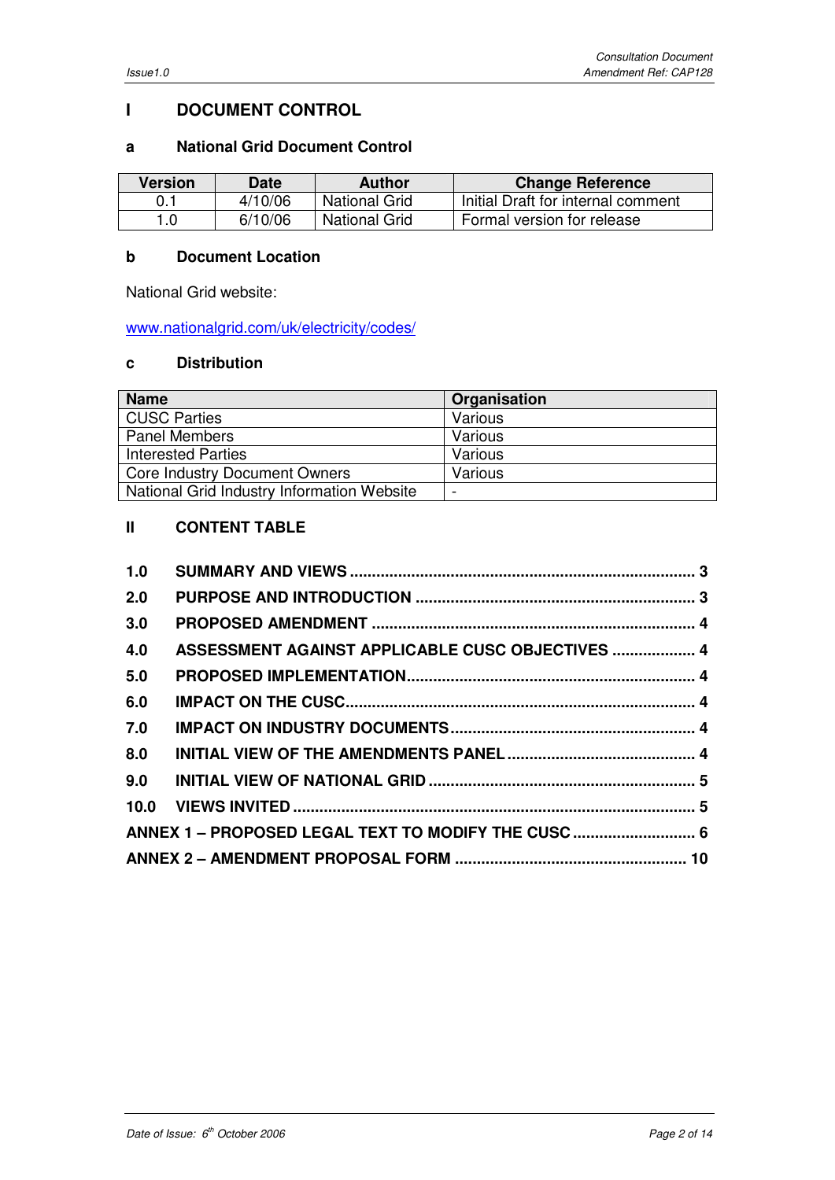# I DOCUMENT CONTROL

## a National Grid Document Control

| Version | Date | Author | Change Reference |
|---|---|---|---|
| 0.1 | 4/10/06 | National Grid | Initial Draft for internal comment |
| 1.0 | 6/10/06 | National Grid | Formal version for release |

## b Document Location

National Grid website:

www.nationalgrid.com/uk/electricity/codes/

## c Distribution

| Name | Organisation |
|---|---|
| CUSC Parties | Various |
| Panel Members | Various |
| Interested Parties | Various |
| Core Industry Document Owners | Various |
| National Grid Industry Information Website | - |

# II CONTENT TABLE

**1.0 SUMMARY AND VIEWS ........ 3**

**2.0 PURPOSE AND INTRODUCTION ........ 3**

**3.0 PROPOSED AMENDMENT ........ 4**

**4.0 ASSESSMENT AGAINST APPLICABLE CUSC OBJECTIVES ........ 4**

**5.0 PROPOSED IMPLEMENTATION ........ 4**

**6.0 IMPACT ON THE CUSC ........ 4**

**7.0 IMPACT ON INDUSTRY DOCUMENTS ........ 4**

**8.0 INITIAL VIEW OF THE AMENDMENTS PANEL ........ 4**

**9.0 INITIAL VIEW OF NATIONAL GRID ........ 5**

**10.0 VIEWS INVITED ........ 5**

**ANNEX 1 – PROPOSED LEGAL TEXT TO MODIFY THE CUSC ........ 6**

**ANNEX 2 – AMENDMENT PROPOSAL FORM ........ 10**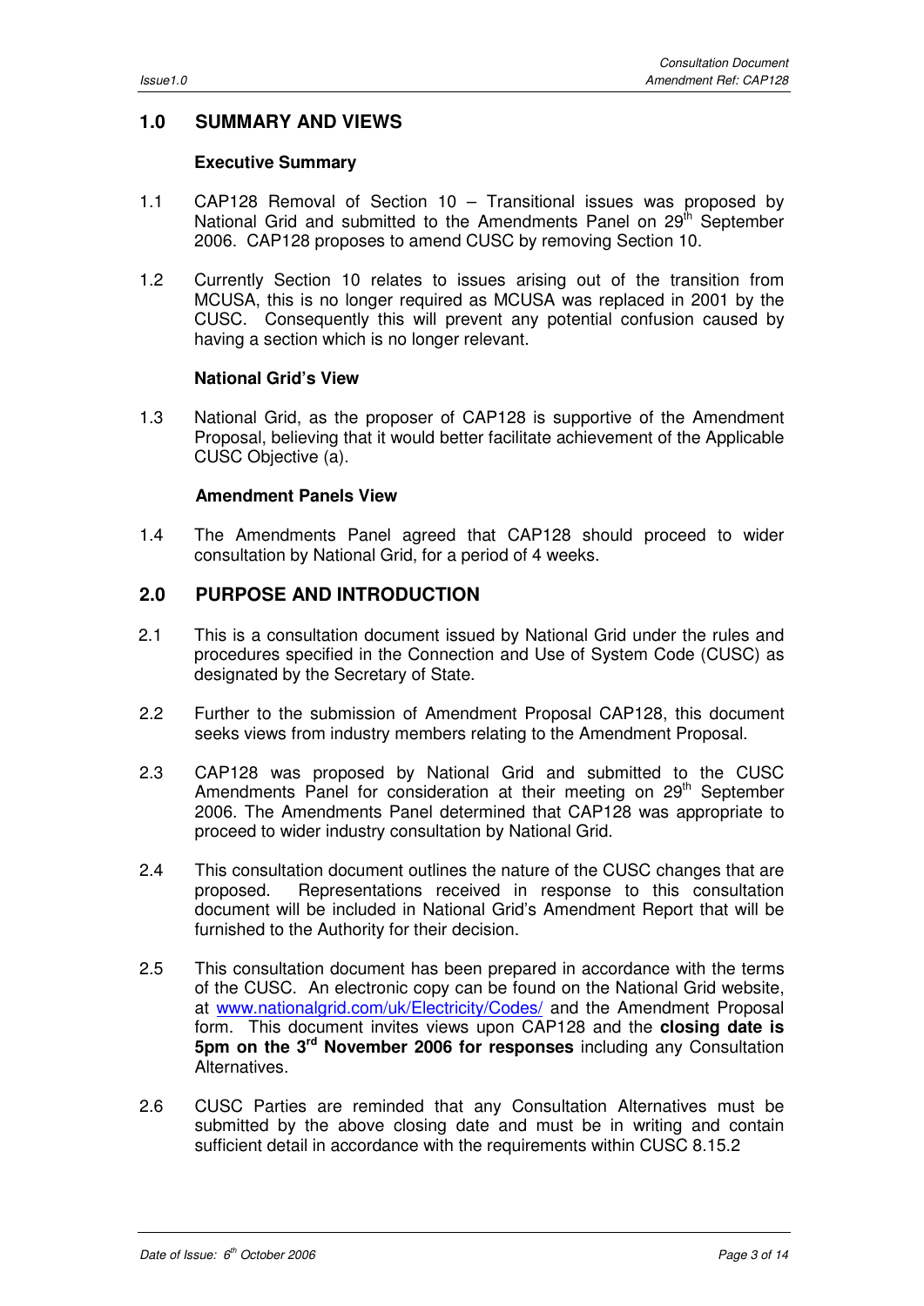## 1.0 SUMMARY AND VIEWS

### Executive Summary

1.1 CAP128 Removal of Section 10 – Transitional issues was proposed by National Grid and submitted to the Amendments Panel on 29th September 2006. CAP128 proposes to amend CUSC by removing Section 10.

1.2 Currently Section 10 relates to issues arising out of the transition from MCUSA, this is no longer required as MCUSA was replaced in 2001 by the CUSC. Consequently this will prevent any potential confusion caused by having a section which is no longer relevant.

### National Grid's View

1.3 National Grid, as the proposer of CAP128 is supportive of the Amendment Proposal, believing that it would better facilitate achievement of the Applicable CUSC Objective (a).

### Amendment Panels View

1.4 The Amendments Panel agreed that CAP128 should proceed to wider consultation by National Grid, for a period of 4 weeks.

## 2.0 PURPOSE AND INTRODUCTION

2.1 This is a consultation document issued by National Grid under the rules and procedures specified in the Connection and Use of System Code (CUSC) as designated by the Secretary of State.

2.2 Further to the submission of Amendment Proposal CAP128, this document seeks views from industry members relating to the Amendment Proposal.

2.3 CAP128 was proposed by National Grid and submitted to the CUSC Amendments Panel for consideration at their meeting on 29th September 2006. The Amendments Panel determined that CAP128 was appropriate to proceed to wider industry consultation by National Grid.

2.4 This consultation document outlines the nature of the CUSC changes that are proposed. Representations received in response to this consultation document will be included in National Grid's Amendment Report that will be furnished to the Authority for their decision.

2.5 This consultation document has been prepared in accordance with the terms of the CUSC. An electronic copy can be found on the National Grid website, at www.nationalgrid.com/uk/Electricity/Codes/ and the Amendment Proposal form. This document invites views upon CAP128 and the **closing date is 5pm on the 3rd November 2006 for responses** including any Consultation Alternatives.

2.6 CUSC Parties are reminded that any Consultation Alternatives must be submitted by the above closing date and must be in writing and contain sufficient detail in accordance with the requirements within CUSC 8.15.2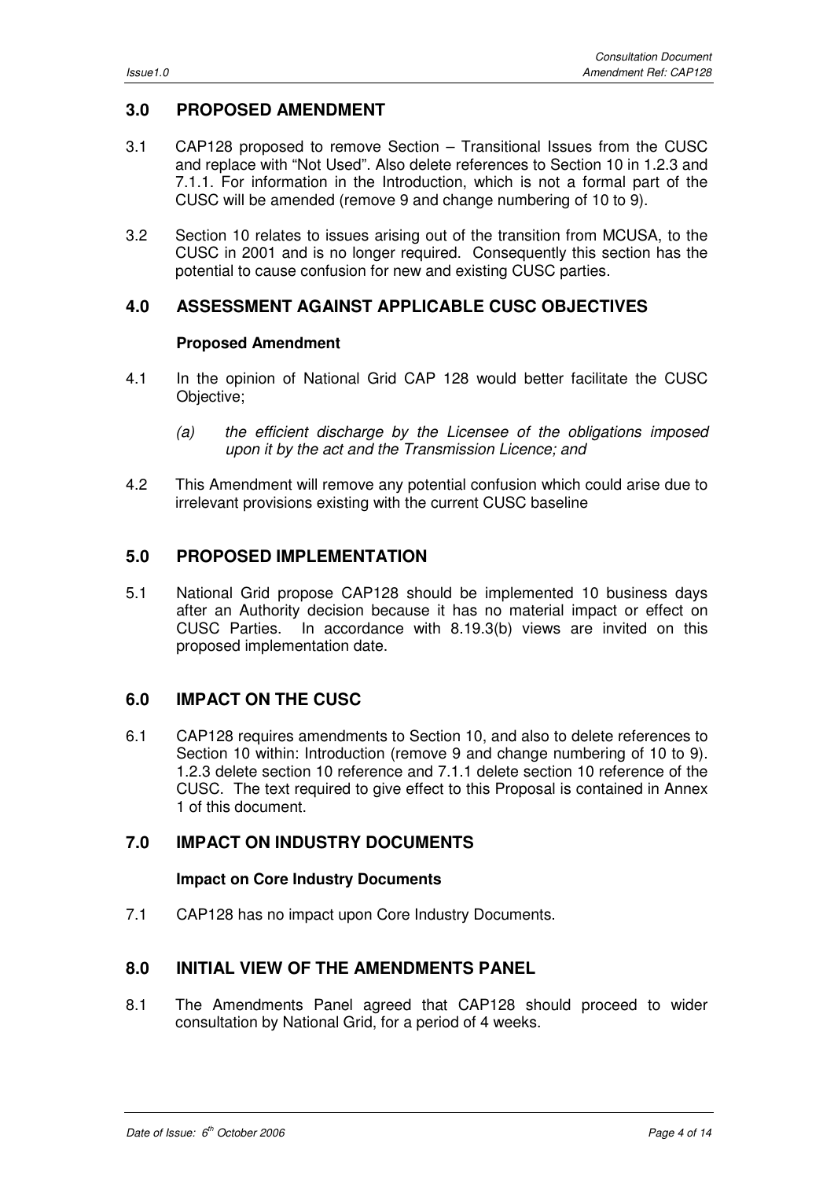## 3.0 PROPOSED AMENDMENT

3.1 CAP128 proposed to remove Section – Transitional Issues from the CUSC and replace with "Not Used". Also delete references to Section 10 in 1.2.3 and 7.1.1. For information in the Introduction, which is not a formal part of the CUSC will be amended (remove 9 and change numbering of 10 to 9).

3.2 Section 10 relates to issues arising out of the transition from MCUSA, to the CUSC in 2001 and is no longer required. Consequently this section has the potential to cause confusion for new and existing CUSC parties.

## 4.0 ASSESSMENT AGAINST APPLICABLE CUSC OBJECTIVES

**Proposed Amendment**

4.1 In the opinion of National Grid CAP 128 would better facilitate the CUSC Objective;

*(a) the efficient discharge by the Licensee of the obligations imposed upon it by the act and the Transmission Licence; and*

4.2 This Amendment will remove any potential confusion which could arise due to irrelevant provisions existing with the current CUSC baseline

## 5.0 PROPOSED IMPLEMENTATION

5.1 National Grid propose CAP128 should be implemented 10 business days after an Authority decision because it has no material impact or effect on CUSC Parties. In accordance with 8.19.3(b) views are invited on this proposed implementation date.

## 6.0 IMPACT ON THE CUSC

6.1 CAP128 requires amendments to Section 10, and also to delete references to Section 10 within: Introduction (remove 9 and change numbering of 10 to 9). 1.2.3 delete section 10 reference and 7.1.1 delete section 10 reference of the CUSC. The text required to give effect to this Proposal is contained in Annex 1 of this document.

## 7.0 IMPACT ON INDUSTRY DOCUMENTS

**Impact on Core Industry Documents**

7.1 CAP128 has no impact upon Core Industry Documents.

## 8.0 INITIAL VIEW OF THE AMENDMENTS PANEL

8.1 The Amendments Panel agreed that CAP128 should proceed to wider consultation by National Grid, for a period of 4 weeks.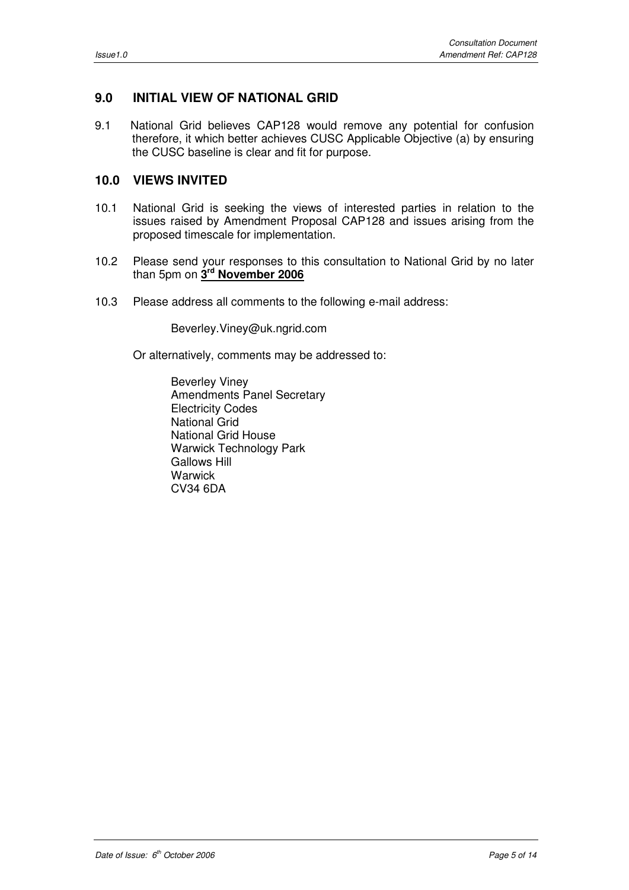## 9.0 INITIAL VIEW OF NATIONAL GRID

9.1 National Grid believes CAP128 would remove any potential for confusion therefore, it which better achieves CUSC Applicable Objective (a) by ensuring the CUSC baseline is clear and fit for purpose.

## 10.0 VIEWS INVITED

10.1 National Grid is seeking the views of interested parties in relation to the issues raised by Amendment Proposal CAP128 and issues arising from the proposed timescale for implementation.

10.2 Please send your responses to this consultation to National Grid by no later than 5pm on **3rd November 2006**

10.3 Please address all comments to the following e-mail address:

Beverley.Viney@uk.ngrid.com

Or alternatively, comments may be addressed to:

Beverley Viney  
Amendments Panel Secretary  
Electricity Codes  
National Grid  
National Grid House  
Warwick Technology Park  
Gallows Hill  
Warwick  
CV34 6DA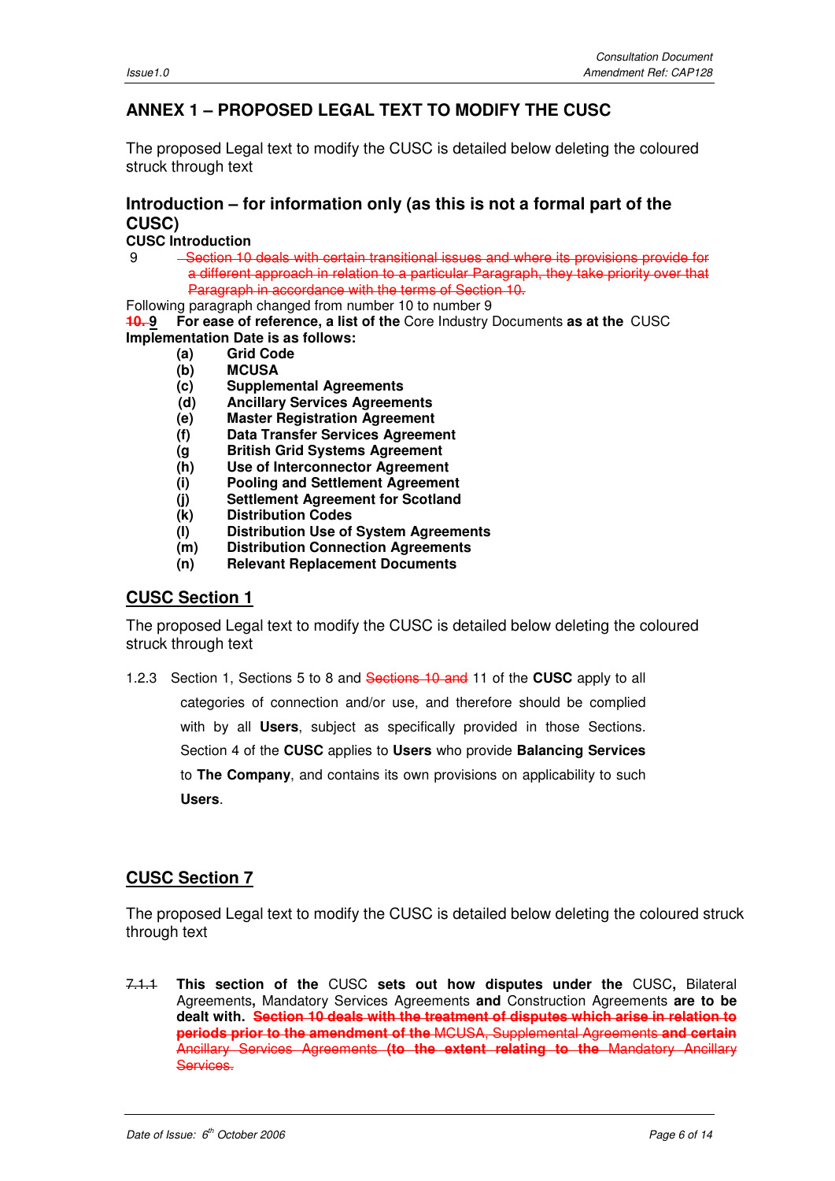## ANNEX 1 – PROPOSED LEGAL TEXT TO MODIFY THE CUSC

The proposed Legal text to modify the CUSC is detailed below deleting the coloured struck through text

### Introduction – for information only (as this is not a formal part of the CUSC)

**CUSC Introduction**

9 ~~Section 10 deals with certain transitional issues and where its provisions provide for a different approach in relation to a particular Paragraph, they take priority over that Paragraph in accordance with the terms of Section 10.~~

Following paragraph changed from number 10 to number 9

~~**10.**~~ **9** **For ease of reference, a list of the** Core Industry Documents **as at the** CUSC **Implementation Date is as follows:**

- **(a) Grid Code**
- **(b) MCUSA**
- **(c) Supplemental Agreements**
- **(d) Ancillary Services Agreements**
- **(e) Master Registration Agreement**
- **(f) Data Transfer Services Agreement**
- **(g British Grid Systems Agreement**
- **(h) Use of Interconnector Agreement**
- **(i) Pooling and Settlement Agreement**
- **(j) Settlement Agreement for Scotland**
- **(k) Distribution Codes**
- **(l) Distribution Use of System Agreements**
- **(m) Distribution Connection Agreements**
- **(n) Relevant Replacement Documents**

## CUSC Section 1

The proposed Legal text to modify the CUSC is detailed below deleting the coloured struck through text

1.2.3 Section 1, Sections 5 to 8 and ~~Sections 10 and~~ 11 of the **CUSC** apply to all categories of connection and/or use, and therefore should be complied with by all **Users**, subject as specifically provided in those Sections. Section 4 of the **CUSC** applies to **Users** who provide **Balancing Services** to **The Company**, and contains its own provisions on applicability to such **Users**.

## CUSC Section 7

The proposed Legal text to modify the CUSC is detailed below deleting the coloured struck through text

~~7.1.1~~ **This section of the** CUSC **sets out how disputes under the** CUSC**,** Bilateral Agreements**,** Mandatory Services Agreements **and** Construction Agreements **are to be dealt with.** ~~**Section 10 deals with the treatment of disputes which arise in relation to periods prior to the amendment of the** MCUSA, Supplemental Agreements **and certain** Ancillary Services Agreements **(to the extent relating to the** Mandatory Ancillary Services.~~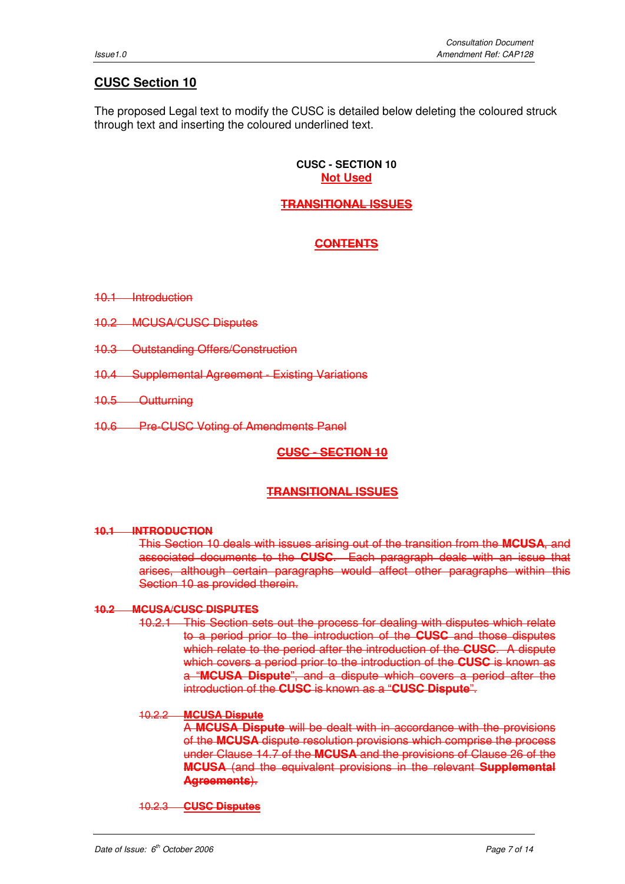## CUSC Section 10

The proposed Legal text to modify the CUSC is detailed below deleting the coloured struck through text and inserting the coloured underlined text.

**CUSC - SECTION 10**
**Not Used**

~~**TRANSITIONAL ISSUES**~~

~~**CONTENTS**~~

~~10.1 Introduction~~

~~10.2 MCUSA/CUSC Disputes~~

~~10.3 Outstanding Offers/Construction~~

~~10.4 Supplemental Agreement - Existing Variations~~

~~10.5 Outturning~~

~~10.6 Pre-CUSC Voting of Amendments Panel~~

~~**CUSC - SECTION 10**~~

~~**TRANSITIONAL ISSUES**~~

~~**10.1 INTRODUCTION**~~

~~This Section 10 deals with issues arising out of the transition from the **MCUSA**, and associated documents to the **CUSC**. Each paragraph deals with an issue that arises, although certain paragraphs would affect other paragraphs within this Section 10 as provided therein.~~

~~**10.2 MCUSA/CUSC DISPUTES**~~

~~10.2.1 This Section sets out the process for dealing with disputes which relate to a period prior to the introduction of the **CUSC** and those disputes which relate to the period after the introduction of the **CUSC**. A dispute which covers a period prior to the introduction of the **CUSC** is known as a "**MCUSA Dispute**", and a dispute which covers a period after the introduction of the **CUSC** is known as a "**CUSC Dispute**".~~

~~10.2.2 **MCUSA Dispute**~~

~~A **MCUSA Dispute** will be dealt with in accordance with the provisions of the **MCUSA** dispute resolution provisions which comprise the process under Clause 14.7 of the **MCUSA** and the provisions of Clause 26 of the **MCUSA** (and the equivalent provisions in the relevant **Supplemental Agreements**).~~

~~10.2.3 **CUSC Disputes**~~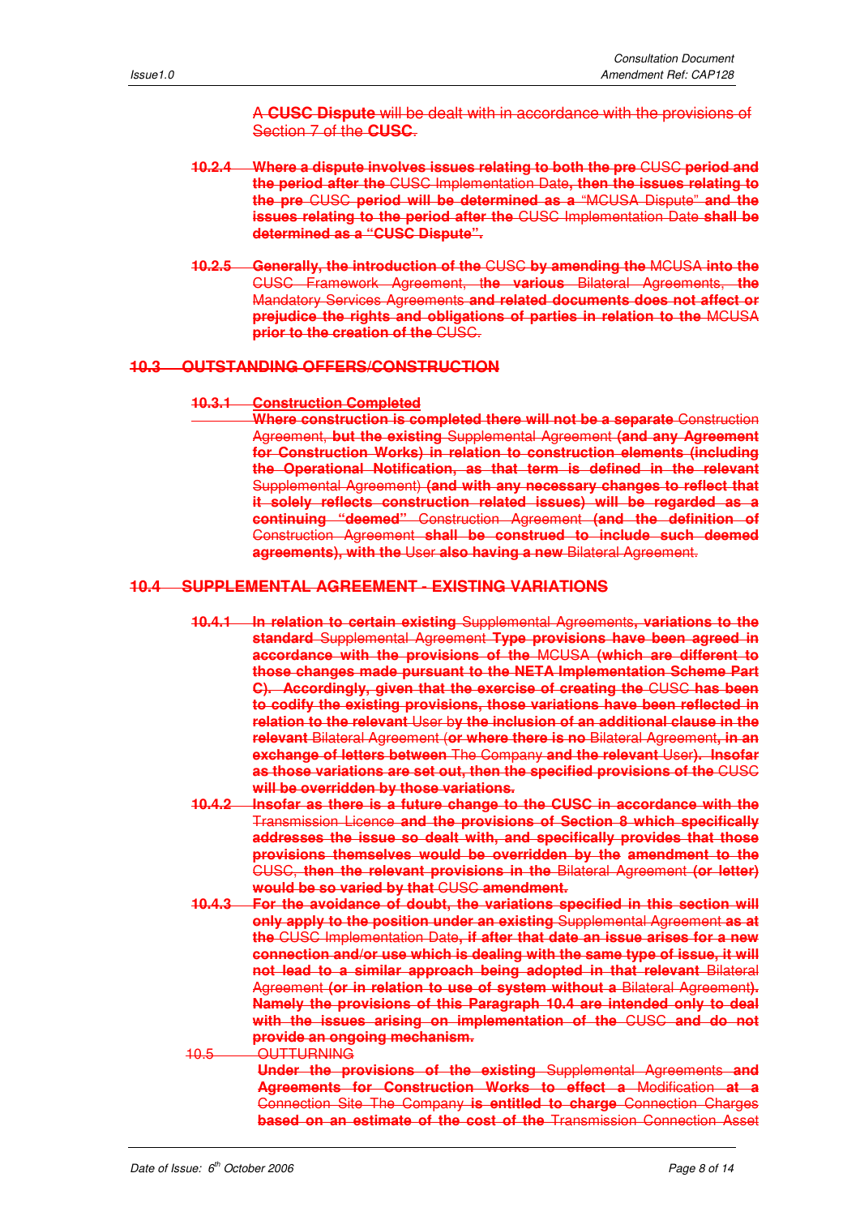A **CUSC Dispute** will be dealt with in accordance with the provisions of Section 7 of the **CUSC**.

**10.2.4 Where a dispute involves issues relating to both the pre** CUSC **period and the period after the** CUSC Implementation Date**, then the issues relating to the pre** CUSC **period will be determined as a** "MCUSA Dispute" **and the issues relating to the period after the** CUSC Implementation Date **shall be determined as a "CUSC Dispute".**

**10.2.5 Generally, the introduction of the** CUSC **by amending the** MCUSA **into the** CUSC Framework Agreement, t**he various** Bilateral Agreements, **the** Mandatory Services Agreements **and related documents does not affect or prejudice the rights and obligations of parties in relation to the** MCUSA **prior to the creation of the** CUSC.

## 10.3 OUTSTANDING OFFERS/CONSTRUCTION

**10.3.1 Construction Completed**

**Where construction is completed there will not be a separate** Construction Agreement, **but the existing** Supplemental Agreement **(and any Agreement for Construction Works) in relation to construction elements (including the Operational Notification, as that term is defined in the relevant** Supplemental Agreement) **(and with any necessary changes to reflect that it solely reflects construction related issues) will be regarded as a continuing "deemed"** Construction Agreement **(and the definition of** Construction Agreement **shall be construed to include such deemed agreements), with the** User **also having a new** Bilateral Agreement.

## 10.4 SUPPLEMENTAL AGREEMENT - EXISTING VARIATIONS

**10.4.1 In relation to certain existing** Supplemental Agreements**, variations to the standard** Supplemental Agreement **Type provisions have been agreed in accordance with the provisions of the** MCUSA **(which are different to those changes made pursuant to the NETA Implementation Scheme Part C). Accordingly, given that the exercise of creating the** CUSC **has been to codify the existing provisions, those variations have been reflected in relation to the relevant** User b**y the inclusion of an additional clause in the relevant** Bilateral Agreement (**or where there is no** Bilateral Agreement**, in an exchange of letters between** The Company **and the relevant** User**). Insofar as those variations are set out, then the specified provisions of the** CUSC **will be overridden by those variations.**

**10.4.2 Insofar as there is a future change to the CUSC in accordance with the** Transmission Licence **and the provisions of Section 8 which specifically addresses the issue so dealt with, and specifically provides that those provisions themselves would be overridden by the amendment to the** CUSC, **then the relevant provisions in the** Bilateral Agreement **(or letter) would be so varied by that** CUSC **amendment.**

**10.4.3 For the avoidance of doubt, the variations specified in this section will only apply to the position under an existing** Supplemental Agreement **as at the** CUSC Implementation Date**, if after that date an issue arises for a new connection and/or use which is dealing with the same type of issue, it will not lead to a similar approach being adopted in that relevant** Bilateral Agreement **(or in relation to use of system without a** Bilateral Agreement**). Namely the provisions of this Paragraph 10.4 are intended only to deal with the issues arising on implementation of the** CUSC **and do not provide an ongoing mechanism.**

10.5 OUTTURNING

**Under the provisions of the existing** Supplemental Agreements **and Agreements for Construction Works to effect a** Modification **at a** Connection Site The Company **is entitled to charge** Connection Charges **based on an estimate of the cost of the** Transmission Connection Asset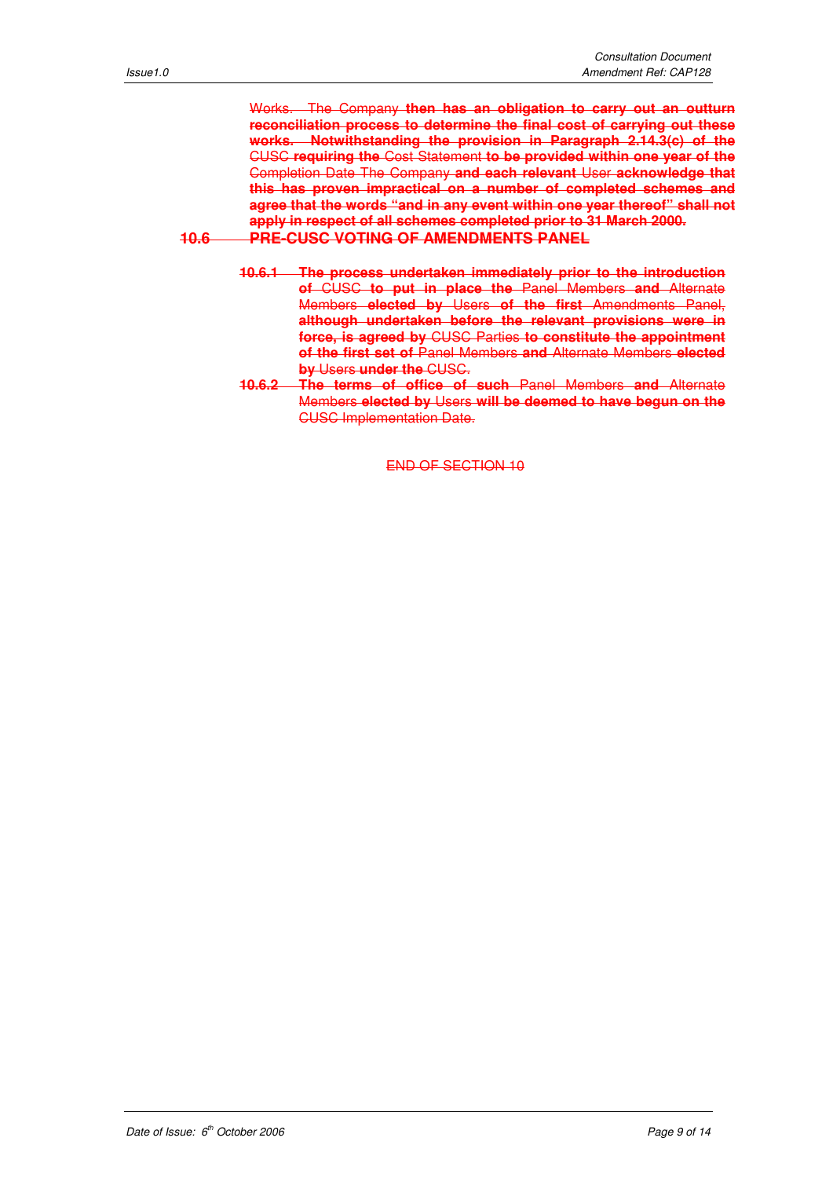Works. The Company **then has an obligation to carry out an outturn reconciliation process to determine the final cost of carrying out these works. Notwithstanding the provision in Paragraph 2.14.3(c) of the** CUSC **requiring the** Cost Statement **to be provided within one year of the** Completion Date The Company **and each relevant** User **acknowledge that this has proven impractical on a number of completed schemes and agree that the words "and in any event within one year thereof" shall not apply in respect of all schemes completed prior to 31 March 2000.**

## 10.6 PRE-CUSC VOTING OF AMENDMENTS PANEL

**10.6.1 The process undertaken immediately prior to the introduction of** CUSC **to put in place the** Panel Members **and** Alternate Members **elected by** Users **of the first** Amendments Panel, **although undertaken before the relevant provisions were in force, is agreed by** CUSC Parties **to constitute the appointment of the first set of** Panel Members **and** Alternate Members **elected by** Users **under the** CUSC.

**10.6.2 The terms of office of such** Panel Members **and** Alternate Members **elected by** Users **will be deemed to have begun on the** CUSC Implementation Date.

END OF SECTION 10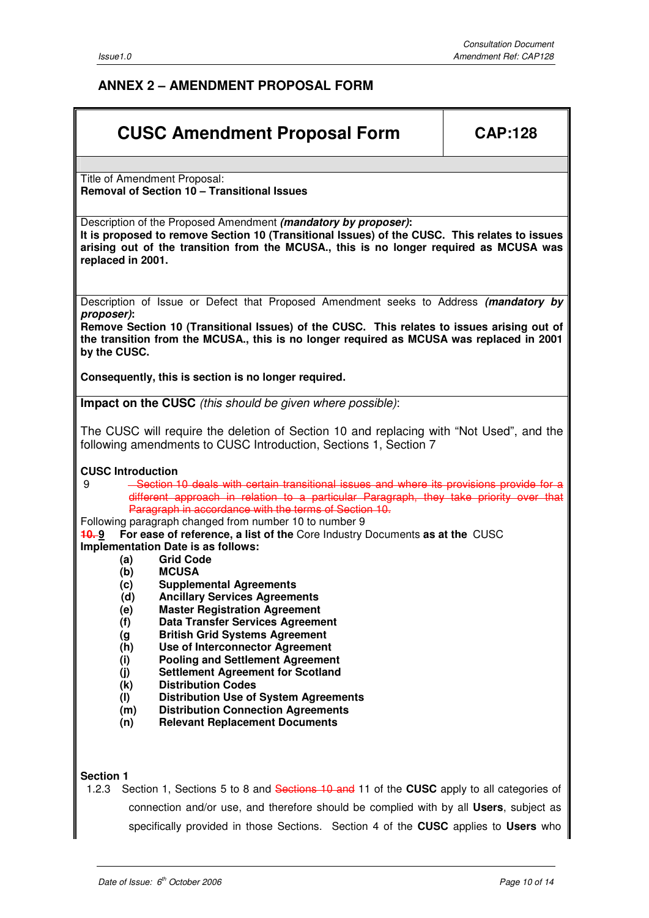## ANNEX 2 – AMENDMENT PROPOSAL FORM

| CUSC Amendment Proposal Form | CAP:128 |
|---|---|

Title of Amendment Proposal:
**Removal of Section 10 – Transitional Issues**

Description of the Proposed Amendment ***(mandatory by proposer)*:**
**It is proposed to remove Section 10 (Transitional Issues) of the CUSC. This relates to issues arising out of the transition from the MCUSA., this is no longer required as MCUSA was replaced in 2001.**

Description of Issue or Defect that Proposed Amendment seeks to Address ***(mandatory by proposer)*:**
**Remove Section 10 (Transitional Issues) of the CUSC. This relates to issues arising out of the transition from the MCUSA., this is no longer required as MCUSA was replaced in 2001 by the CUSC.**

**Consequently, this is section is no longer required.**

**Impact on the CUSC** *(this should be given where possible)*:

The CUSC will require the deletion of Section 10 and replacing with "Not Used", and the following amendments to CUSC Introduction, Sections 1, Section 7

**CUSC Introduction**

9 ~~Section 10 deals with certain transitional issues and where its provisions provide for a different approach in relation to a particular Paragraph, they take priority over that Paragraph in accordance with the terms of Section 10.~~

Following paragraph changed from number 10 to number 9

~~10.~~ **9** **For ease of reference, a list of the** Core Industry Documents **as at the** CUSC **Implementation Date is as follows:**

- **(a)** **Grid Code**
- **(b)** **MCUSA**
- **(c)** **Supplemental Agreements**
- **(d)** **Ancillary Services Agreements**
- **(e)** **Master Registration Agreement**
- **(f)** **Data Transfer Services Agreement**
- **(g** **British Grid Systems Agreement**
- **(h)** **Use of Interconnector Agreement**
- **(i)** **Pooling and Settlement Agreement**
- **(j)** **Settlement Agreement for Scotland**
- **(k)** **Distribution Codes**
- **(l)** **Distribution Use of System Agreements**
- **(m)** **Distribution Connection Agreements**
- **(n)** **Relevant Replacement Documents**

**Section 1**

1.2.3 Section 1, Sections 5 to 8 and ~~Sections 10 and~~ 11 of the **CUSC** apply to all categories of connection and/or use, and therefore should be complied with by all **Users**, subject as specifically provided in those Sections. Section 4 of the **CUSC** applies to **Users** who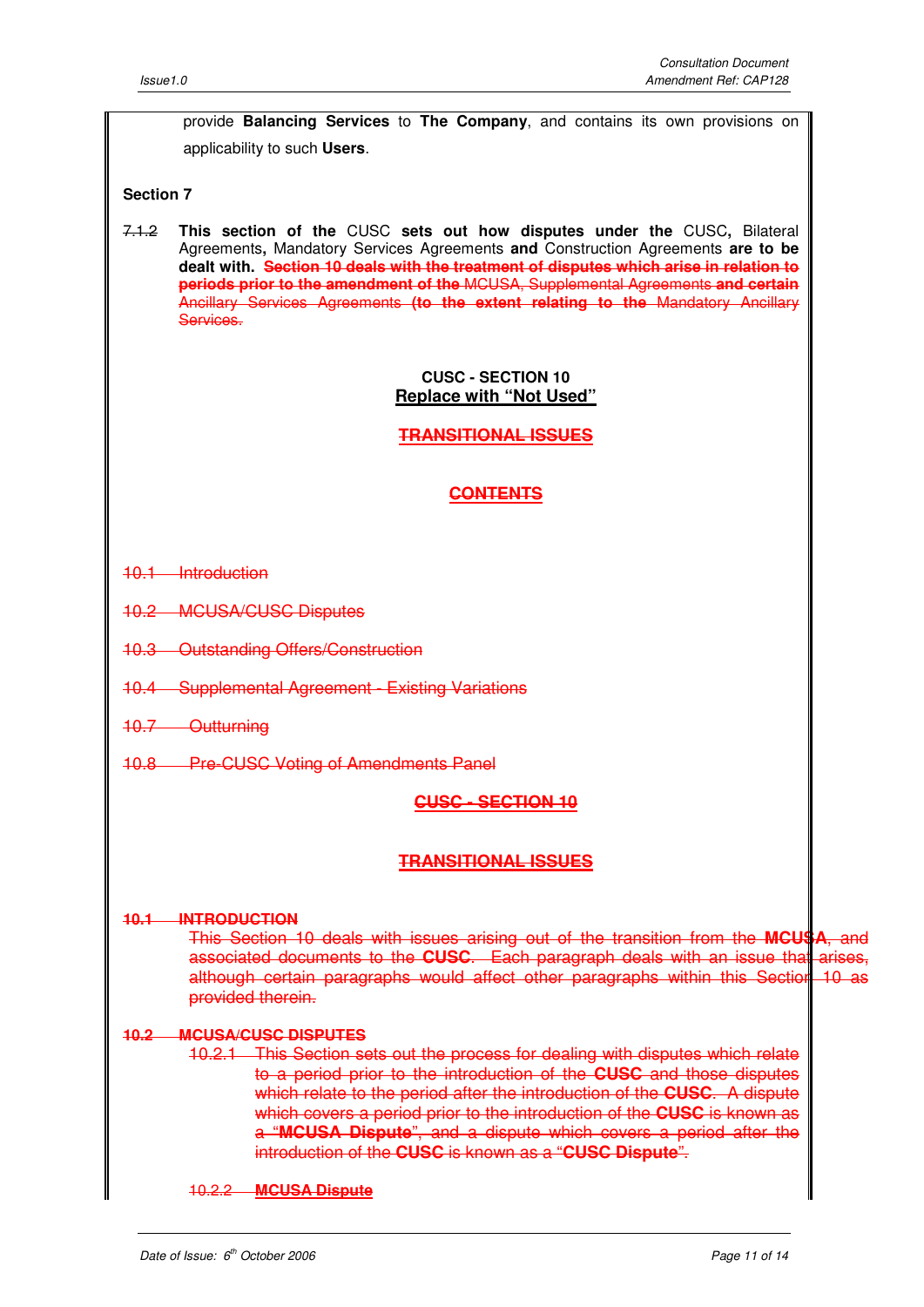provide **Balancing Services** to **The Company**, and contains its own provisions on applicability to such **Users**.

**Section 7**

~~7.1.2~~ **This section of the** CUSC **sets out how disputes under the** CUSC**,** Bilateral Agreements**,** Mandatory Services Agreements **and** Construction Agreements **are to be dealt with.** ~~**Section 10 deals with the treatment of disputes which arise in relation to periods prior to the amendment of the** MCUSA, Supplemental Agreements **and certain** Ancillary Services Agreements **(to the extent relating to the** Mandatory Ancillary Services.~~

**CUSC - SECTION 10**

**Replace with "Not Used"**

~~**TRANSITIONAL ISSUES**~~

~~**CONTENTS**~~

~~10.1 Introduction~~

~~10.2 MCUSA/CUSC Disputes~~

~~10.3 Outstanding Offers/Construction~~

~~10.4 Supplemental Agreement - Existing Variations~~

~~10.7 Outturning~~

~~10.8 Pre-CUSC Voting of Amendments Panel~~

~~**CUSC - SECTION 10**~~

~~**TRANSITIONAL ISSUES**~~

~~**10.1 INTRODUCTION**~~

~~This Section 10 deals with issues arising out of the transition from the **MCUSA**, and associated documents to the **CUSC**. Each paragraph deals with an issue that arises, although certain paragraphs would affect other paragraphs within this Section 10 as provided therein.~~

~~**10.2 MCUSA/CUSC DISPUTES**~~

~~10.2.1 This Section sets out the process for dealing with disputes which relate to a period prior to the introduction of the **CUSC** and those disputes which relate to the period after the introduction of the **CUSC**. A dispute which covers a period prior to the introduction of the **CUSC** is known as a "**MCUSA Dispute**", and a dispute which covers a period after the introduction of the **CUSC** is known as a "**CUSC Dispute**".~~

~~10.2.2 **MCUSA Dispute**~~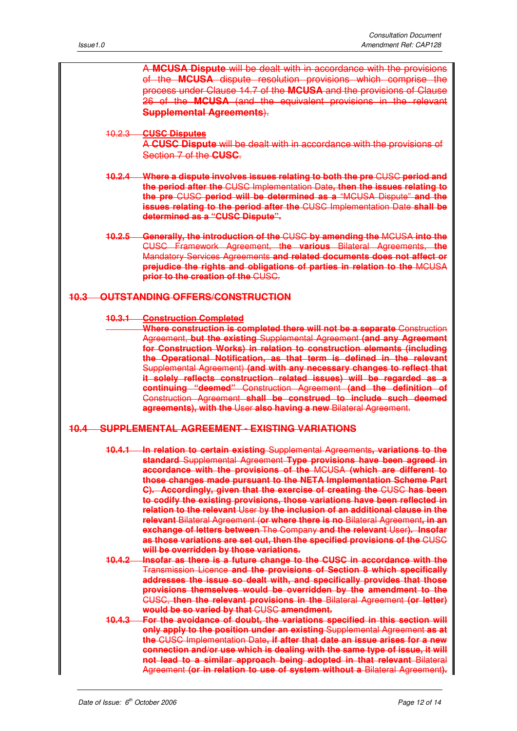~~A **MCUSA Dispute** will be dealt with in accordance with the provisions of the **MCUSA** dispute resolution provisions which comprise the process under Clause 14.7 of the **MCUSA** and the provisions of Clause 26 of the **MCUSA** (and the equivalent provisions in the relevant **Supplemental Agreements**).~~

~~10.2.3 **CUSC Disputes**~~
~~A **CUSC Dispute** will be dealt with in accordance with the provisions of Section 7 of the **CUSC**.~~

~~**10.2.4 Where a dispute involves issues relating to both the pre** CUSC **period and the period after the** CUSC Implementation Date**, then the issues relating to the pre** CUSC **period will be determined as a** "MCUSA Dispute" **and the issues relating to the period after the** CUSC Implementation Date **shall be determined as a "CUSC Dispute".**~~

~~**10.2.5 Generally, the introduction of the** CUSC **by amending the** MCUSA **into the** CUSC Framework Agreement, **the various** Bilateral Agreements, **the** Mandatory Services Agreements **and related documents does not affect or prejudice the rights and obligations of parties in relation to the** MCUSA **prior to the creation of the** CUSC.~~

## ~~10.3 OUTSTANDING OFFERS/CONSTRUCTION~~

~~**10.3.1 Construction Completed**~~
~~**Where construction is completed there will not be a separate** Construction Agreement, **but the existing** Supplemental Agreement **(and any Agreement for Construction Works) in relation to construction elements (including the Operational Notification, as that term is defined in the relevant** Supplemental Agreement) **(and with any necessary changes to reflect that it solely reflects construction related issues) will be regarded as a continuing "deemed"** Construction Agreement **(and the definition of** Construction Agreement **shall be construed to include such deemed agreements), with the** User **also having a new** Bilateral Agreement.~~

## ~~10.4 SUPPLEMENTAL AGREEMENT - EXISTING VARIATIONS~~

~~**10.4.1 In relation to certain existing** Supplemental Agreements**, variations to the standard** Supplemental Agreement **Type provisions have been agreed in accordance with the provisions of the** MCUSA **(which are different to those changes made pursuant to the NETA Implementation Scheme Part C). Accordingly, given that the exercise of creating the** CUSC **has been to codify the existing provisions, those variations have been reflected in relation to the relevant** User **by the inclusion of an additional clause in the relevant** Bilateral Agreement (**or where there is no** Bilateral Agreement**, in an exchange of letters between** The Company **and the relevant** User**). Insofar as those variations are set out, then the specified provisions of the** CUSC **will be overridden by those variations.**~~

~~**10.4.2 Insofar as there is a future change to the CUSC in accordance with the** Transmission Licence **and the provisions of Section 8 which specifically addresses the issue so dealt with, and specifically provides that those provisions themselves would be overridden by the amendment to the** CUSC, **then the relevant provisions in the** Bilateral Agreement **(or letter) would be so varied by that** CUSC **amendment.**~~

~~**10.4.3 For the avoidance of doubt, the variations specified in this section will only apply to the position under an existing** Supplemental Agreement **as at the** CUSC Implementation Date**, if after that date an issue arises for a new connection and/or use which is dealing with the same type of issue, it will not lead to a similar approach being adopted in that relevant** Bilateral Agreement **(or in relation to use of system without a** Bilateral Agreement**).**~~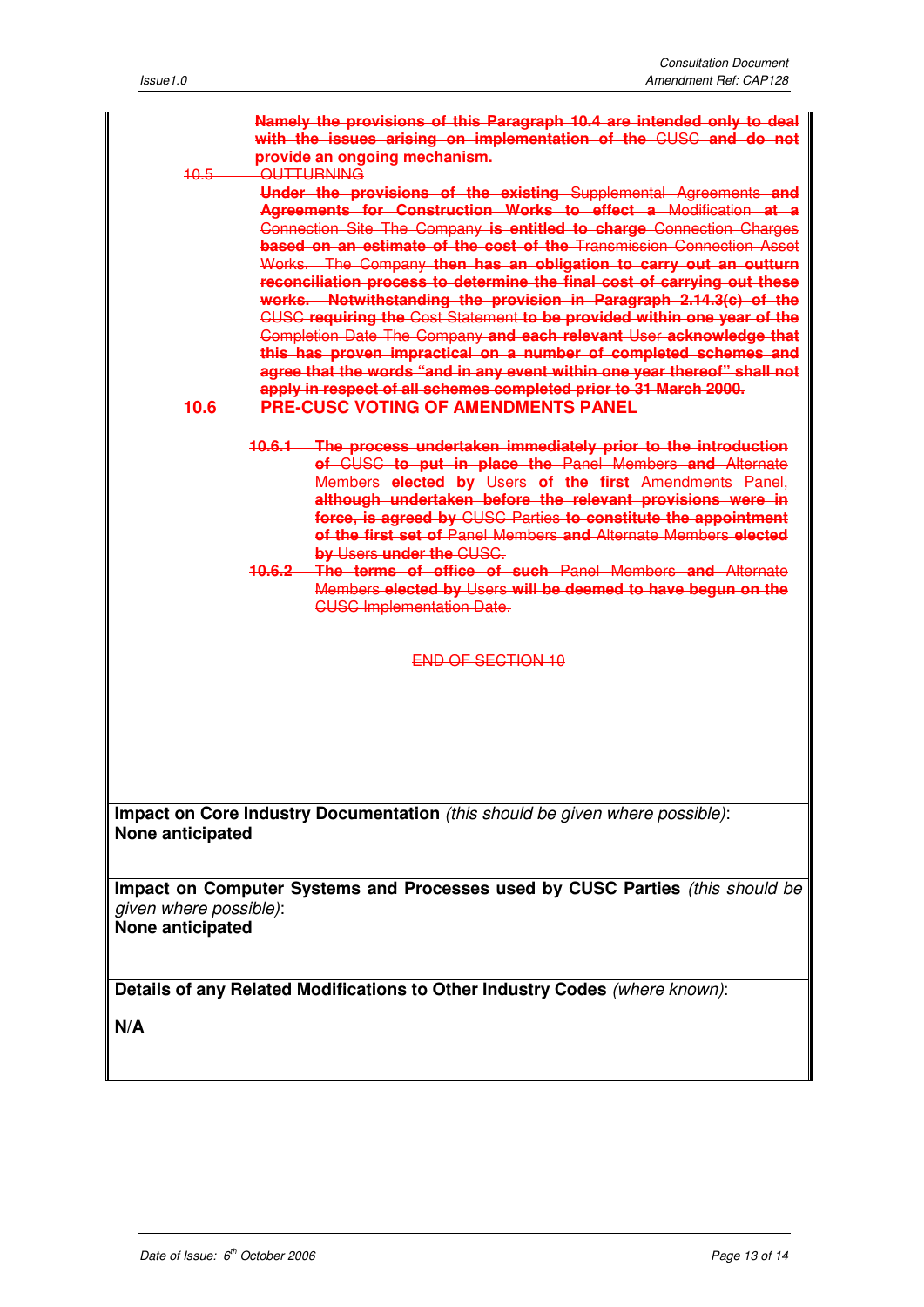~~Namely the provisions of this Paragraph 10.4 are intended only to deal with the issues arising on implementation of the CUSC and do not provide an ongoing mechanism.~~

~~10.5 OUTTURNING~~

~~Under the provisions of the existing Supplemental Agreements and Agreements for Construction Works to effect a Modification at a Connection Site The Company is entitled to charge Connection Charges based on an estimate of the cost of the Transmission Connection Asset Works. The Company then has an obligation to carry out an outturn reconciliation process to determine the final cost of carrying out these works. Notwithstanding the provision in Paragraph 2.14.3(c) of the CUSC requiring the Cost Statement to be provided within one year of the Completion Date The Company and each relevant User acknowledge that this has proven impractical on a number of completed schemes and agree that the words "and in any event within one year thereof" shall not apply in respect of all schemes completed prior to 31 March 2000.~~

~~**10.6 PRE-CUSC VOTING OF AMENDMENTS PANEL**~~

~~10.6.1 The process undertaken immediately prior to the introduction of CUSC to put in place the Panel Members and Alternate Members elected by Users of the first Amendments Panel, although undertaken before the relevant provisions were in force, is agreed by CUSC Parties to constitute the appointment of the first set of Panel Members and Alternate Members elected by Users under the CUSC.~~

~~10.6.2 The terms of office of such Panel Members and Alternate Members elected by Users will be deemed to have begun on the CUSC Implementation Date.~~

~~END OF SECTION 10~~

**Impact on Core Industry Documentation** *(this should be given where possible)*:
**None anticipated**

**Impact on Computer Systems and Processes used by CUSC Parties** *(this should be given where possible)*:
**None anticipated**

**Details of any Related Modifications to Other Industry Codes** *(where known)*:

**N/A**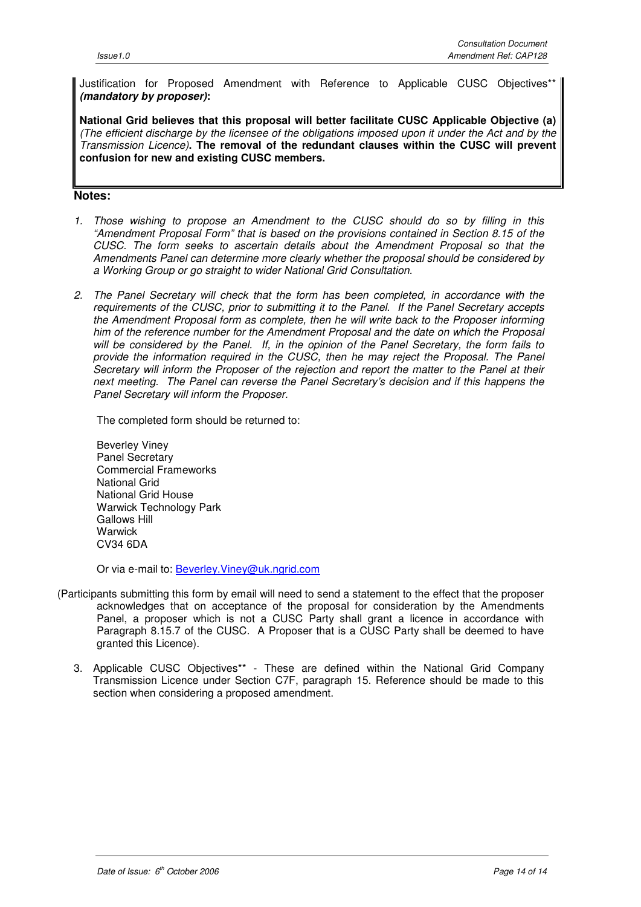Justification for Proposed Amendment with Reference to Applicable CUSC Objectives** ***(mandatory by proposer)*:**

**National Grid believes that this proposal will better facilitate CUSC Applicable Objective (a)** *(The efficient discharge by the licensee of the obligations imposed upon it under the Act and by the Transmission Licence)*. **The removal of the redundant clauses within the CUSC will prevent confusion for new and existing CUSC members.**

**Notes:**

1. *Those wishing to propose an Amendment to the CUSC should do so by filling in this "Amendment Proposal Form" that is based on the provisions contained in Section 8.15 of the CUSC. The form seeks to ascertain details about the Amendment Proposal so that the Amendments Panel can determine more clearly whether the proposal should be considered by a Working Group or go straight to wider National Grid Consultation.*

2. *The Panel Secretary will check that the form has been completed, in accordance with the requirements of the CUSC, prior to submitting it to the Panel. If the Panel Secretary accepts the Amendment Proposal form as complete, then he will write back to the Proposer informing him of the reference number for the Amendment Proposal and the date on which the Proposal will be considered by the Panel. If, in the opinion of the Panel Secretary, the form fails to provide the information required in the CUSC, then he may reject the Proposal. The Panel Secretary will inform the Proposer of the rejection and report the matter to the Panel at their next meeting. The Panel can reverse the Panel Secretary's decision and if this happens the Panel Secretary will inform the Proposer.*

   The completed form should be returned to:

   Beverley Viney
   Panel Secretary
   Commercial Frameworks
   National Grid
   National Grid House
   Warwick Technology Park
   Gallows Hill
   Warwick
   CV34 6DA

   Or via e-mail to: Beverley.Viney@uk.ngrid.com

(Participants submitting this form by email will need to send a statement to the effect that the proposer acknowledges that on acceptance of the proposal for consideration by the Amendments Panel, a proposer which is not a CUSC Party shall grant a licence in accordance with Paragraph 8.15.7 of the CUSC. A Proposer that is a CUSC Party shall be deemed to have granted this Licence).

3. Applicable CUSC Objectives** - These are defined within the National Grid Company Transmission Licence under Section C7F, paragraph 15. Reference should be made to this section when considering a proposed amendment.